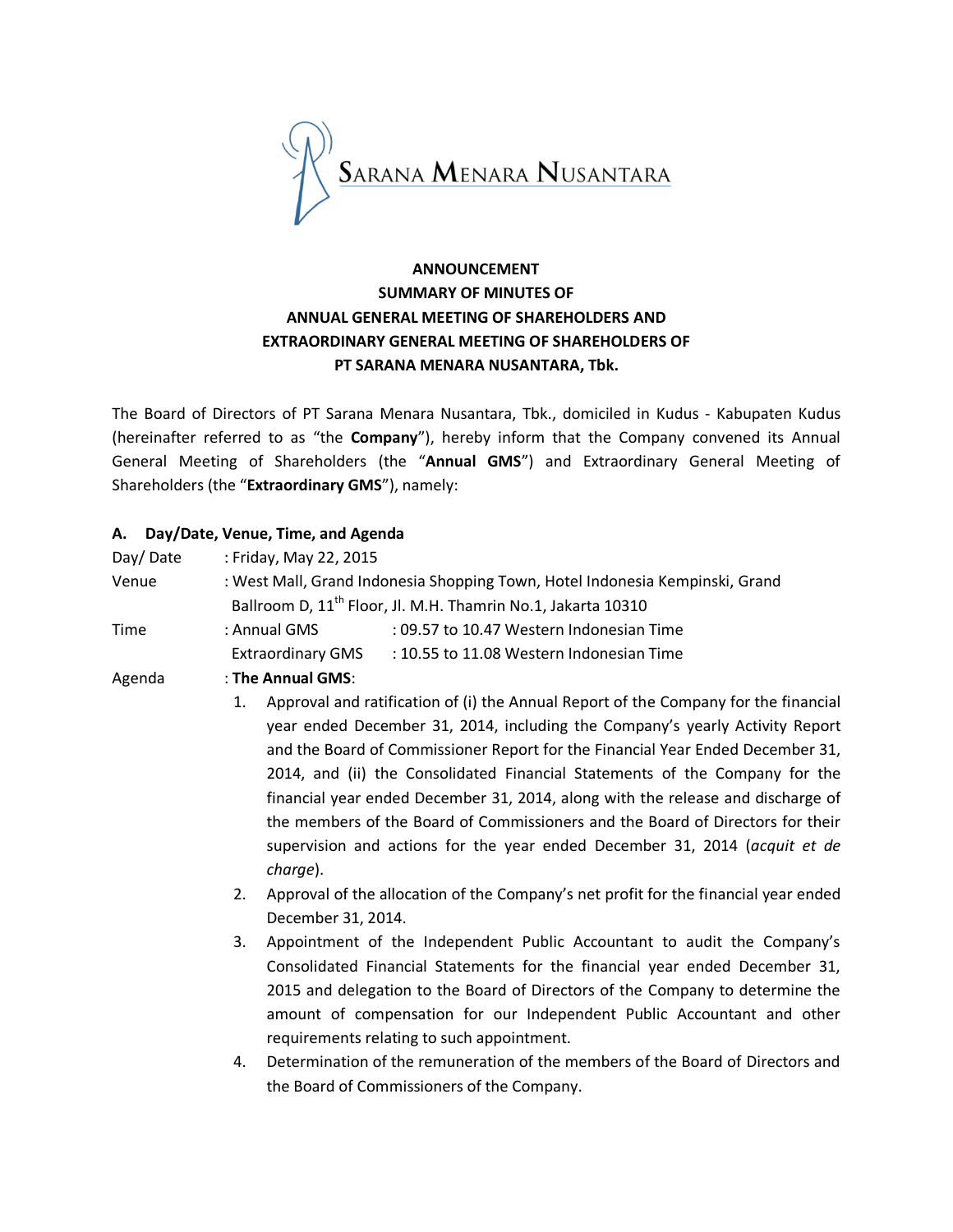SARANA MENARA NUSANTARA

**ANNOUNCEMENT**
**SUMMARY OF MINUTES OF**
**ANNUAL GENERAL MEETING OF SHAREHOLDERS AND**
**EXTRAORDINARY GENERAL MEETING OF SHAREHOLDERS OF**
**PT SARANA MENARA NUSANTARA, Tbk.**

The Board of Directors of PT Sarana Menara Nusantara, Tbk., domiciled in Kudus - Kabupaten Kudus (hereinafter referred to as "the **Company**"), hereby inform that the Company convened its Annual General Meeting of Shareholders (the "**Annual GMS**") and Extraordinary General Meeting of Shareholders (the "**Extraordinary GMS**"), namely:

**A. Day/Date, Venue, Time, and Agenda**

Day/ Date : Friday, May 22, 2015

Venue : West Mall, Grand Indonesia Shopping Town, Hotel Indonesia Kempinski, Grand Ballroom D, 11th Floor, Jl. M.H. Thamrin No.1, Jakarta 10310

Time : Annual GMS : 09.57 to 10.47 Western Indonesian Time
Extraordinary GMS : 10.55 to 11.08 Western Indonesian Time

Agenda : **The Annual GMS**:

1. Approval and ratification of (i) the Annual Report of the Company for the financial year ended December 31, 2014, including the Company's yearly Activity Report and the Board of Commissioner Report for the Financial Year Ended December 31, 2014, and (ii) the Consolidated Financial Statements of the Company for the financial year ended December 31, 2014, along with the release and discharge of the members of the Board of Commissioners and the Board of Directors for their supervision and actions for the year ended December 31, 2014 (*acquit et de charge*).
2. Approval of the allocation of the Company's net profit for the financial year ended December 31, 2014.
3. Appointment of the Independent Public Accountant to audit the Company's Consolidated Financial Statements for the financial year ended December 31, 2015 and delegation to the Board of Directors of the Company to determine the amount of compensation for our Independent Public Accountant and other requirements relating to such appointment.
4. Determination of the remuneration of the members of the Board of Directors and the Board of Commissioners of the Company.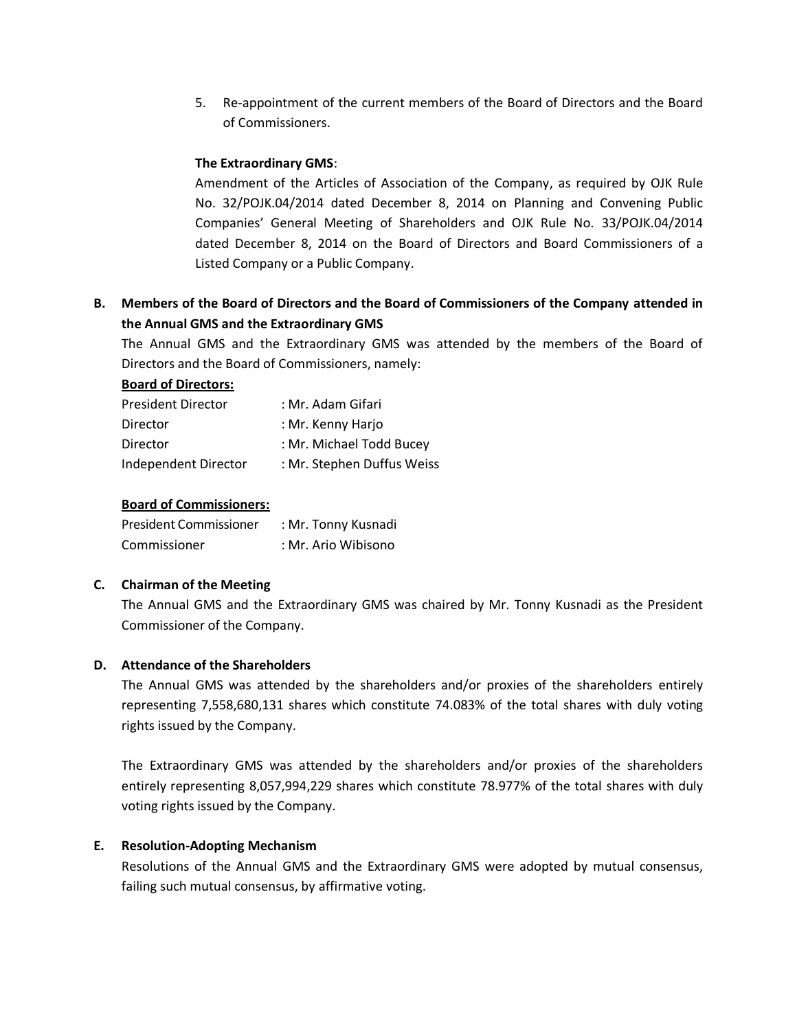5. Re-appointment of the current members of the Board of Directors and the Board of Commissioners.

**The Extraordinary GMS**:

Amendment of the Articles of Association of the Company, as required by OJK Rule No. 32/POJK.04/2014 dated December 8, 2014 on Planning and Convening Public Companies' General Meeting of Shareholders and OJK Rule No. 33/POJK.04/2014 dated December 8, 2014 on the Board of Directors and Board Commissioners of a Listed Company or a Public Company.

**B. Members of the Board of Directors and the Board of Commissioners of the Company attended in the Annual GMS and the Extraordinary GMS**

The Annual GMS and the Extraordinary GMS was attended by the members of the Board of Directors and the Board of Commissioners, namely:

**Board of Directors:**

| | |
|---|---|
| President Director | : Mr. Adam Gifari |
| Director | : Mr. Kenny Harjo |
| Director | : Mr. Michael Todd Bucey |
| Independent Director | : Mr. Stephen Duffus Weiss |

**Board of Commissioners:**

| | |
|---|---|
| President Commissioner | : Mr. Tonny Kusnadi |
| Commissioner | : Mr. Ario Wibisono |

**C. Chairman of the Meeting**

The Annual GMS and the Extraordinary GMS was chaired by Mr. Tonny Kusnadi as the President Commissioner of the Company.

**D. Attendance of the Shareholders**

The Annual GMS was attended by the shareholders and/or proxies of the shareholders entirely representing 7,558,680,131 shares which constitute 74.083% of the total shares with duly voting rights issued by the Company.

The Extraordinary GMS was attended by the shareholders and/or proxies of the shareholders entirely representing 8,057,994,229 shares which constitute 78.977% of the total shares with duly voting rights issued by the Company.

**E. Resolution-Adopting Mechanism**

Resolutions of the Annual GMS and the Extraordinary GMS were adopted by mutual consensus, failing such mutual consensus, by affirmative voting.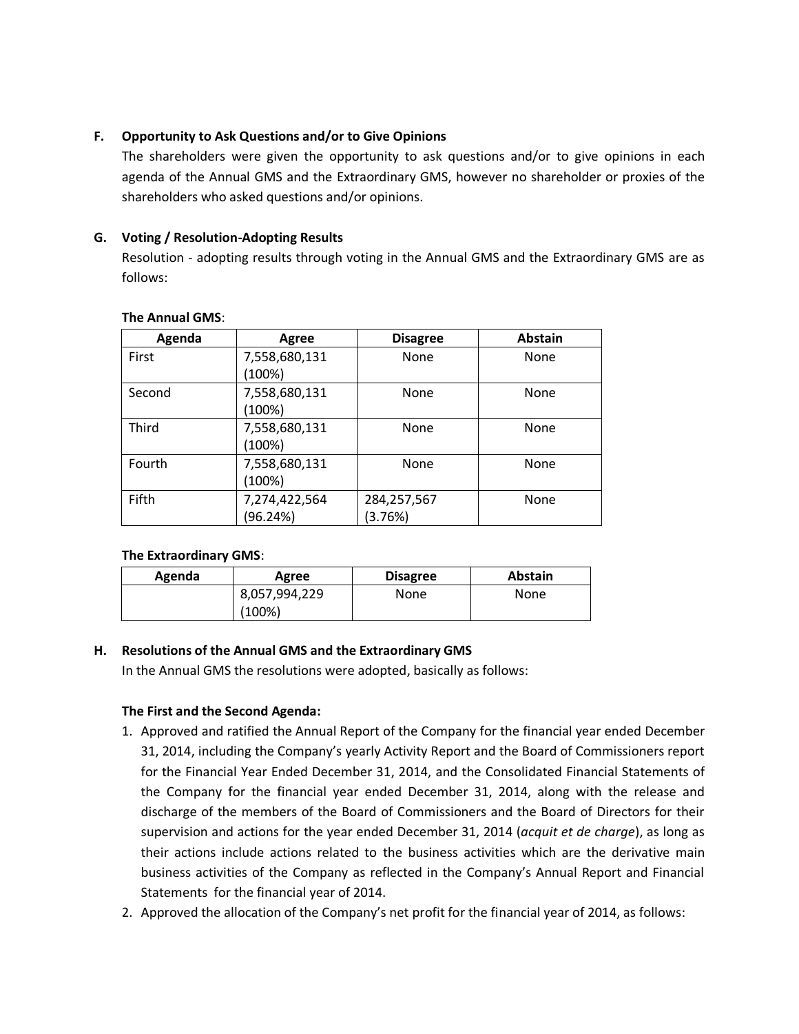**F. Opportunity to Ask Questions and/or to Give Opinions**

The shareholders were given the opportunity to ask questions and/or to give opinions in each agenda of the Annual GMS and the Extraordinary GMS, however no shareholder or proxies of the shareholders who asked questions and/or opinions.

**G. Voting / Resolution-Adopting Results**

Resolution - adopting results through voting in the Annual GMS and the Extraordinary GMS are as follows:

**The Annual GMS**:

| Agenda | Agree | Disagree | Abstain |
|---|---|---|---|
| First | 7,558,680,131 (100%) | None | None |
| Second | 7,558,680,131 (100%) | None | None |
| Third | 7,558,680,131 (100%) | None | None |
| Fourth | 7,558,680,131 (100%) | None | None |
| Fifth | 7,274,422,564 (96.24%) | 284,257,567 (3.76%) | None |

**The Extraordinary GMS**:

| Agenda | Agree | Disagree | Abstain |
|---|---|---|---|
| | 8,057,994,229 (100%) | None | None |

**H. Resolutions of the Annual GMS and the Extraordinary GMS**

In the Annual GMS the resolutions were adopted, basically as follows:

**The First and the Second Agenda:**

1. Approved and ratified the Annual Report of the Company for the financial year ended December 31, 2014, including the Company's yearly Activity Report and the Board of Commissioners report for the Financial Year Ended December 31, 2014, and the Consolidated Financial Statements of the Company for the financial year ended December 31, 2014, along with the release and discharge of the members of the Board of Commissioners and the Board of Directors for their supervision and actions for the year ended December 31, 2014 (*acquit et de charge*), as long as their actions include actions related to the business activities which are the derivative main business activities of the Company as reflected in the Company's Annual Report and Financial Statements for the financial year of 2014.
2. Approved the allocation of the Company's net profit for the financial year of 2014, as follows: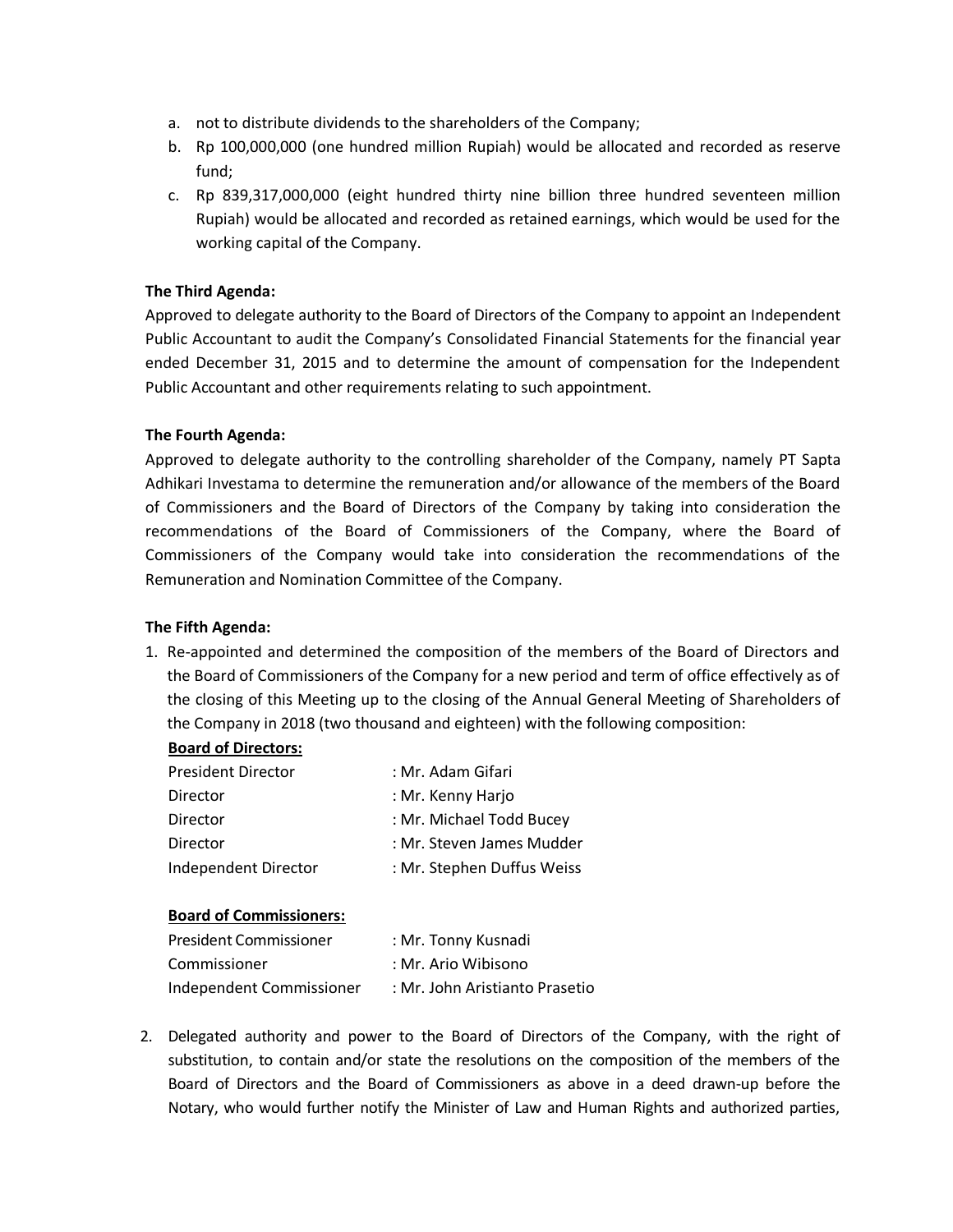a. not to distribute dividends to the shareholders of the Company;
b. Rp 100,000,000 (one hundred million Rupiah) would be allocated and recorded as reserve fund;
c. Rp 839,317,000,000 (eight hundred thirty nine billion three hundred seventeen million Rupiah) would be allocated and recorded as retained earnings, which would be used for the working capital of the Company.

**The Third Agenda:**

Approved to delegate authority to the Board of Directors of the Company to appoint an Independent Public Accountant to audit the Company's Consolidated Financial Statements for the financial year ended December 31, 2015 and to determine the amount of compensation for the Independent Public Accountant and other requirements relating to such appointment.

**The Fourth Agenda:**

Approved to delegate authority to the controlling shareholder of the Company, namely PT Sapta Adhikari Investama to determine the remuneration and/or allowance of the members of the Board of Commissioners and the Board of Directors of the Company by taking into consideration the recommendations of the Board of Commissioners of the Company, where the Board of Commissioners of the Company would take into consideration the recommendations of the Remuneration and Nomination Committee of the Company.

**The Fifth Agenda:**

1. Re-appointed and determined the composition of the members of the Board of Directors and the Board of Commissioners of the Company for a new period and term of office effectively as of the closing of this Meeting up to the closing of the Annual General Meeting of Shareholders of the Company in 2018 (two thousand and eighteen) with the following composition:

   **Board of Directors:**

   | | |
   |---|---|
   | President Director | : Mr. Adam Gifari |
   | Director | : Mr. Kenny Harjo |
   | Director | : Mr. Michael Todd Bucey |
   | Director | : Mr. Steven James Mudder |
   | Independent Director | : Mr. Stephen Duffus Weiss |

   **Board of Commissioners:**

   | | |
   |---|---|
   | President Commissioner | : Mr. Tonny Kusnadi |
   | Commissioner | : Mr. Ario Wibisono |
   | Independent Commissioner | : Mr. John Aristianto Prasetio |

2. Delegated authority and power to the Board of Directors of the Company, with the right of substitution, to contain and/or state the resolutions on the composition of the members of the Board of Directors and the Board of Commissioners as above in a deed drawn-up before the Notary, who would further notify the Minister of Law and Human Rights and authorized parties,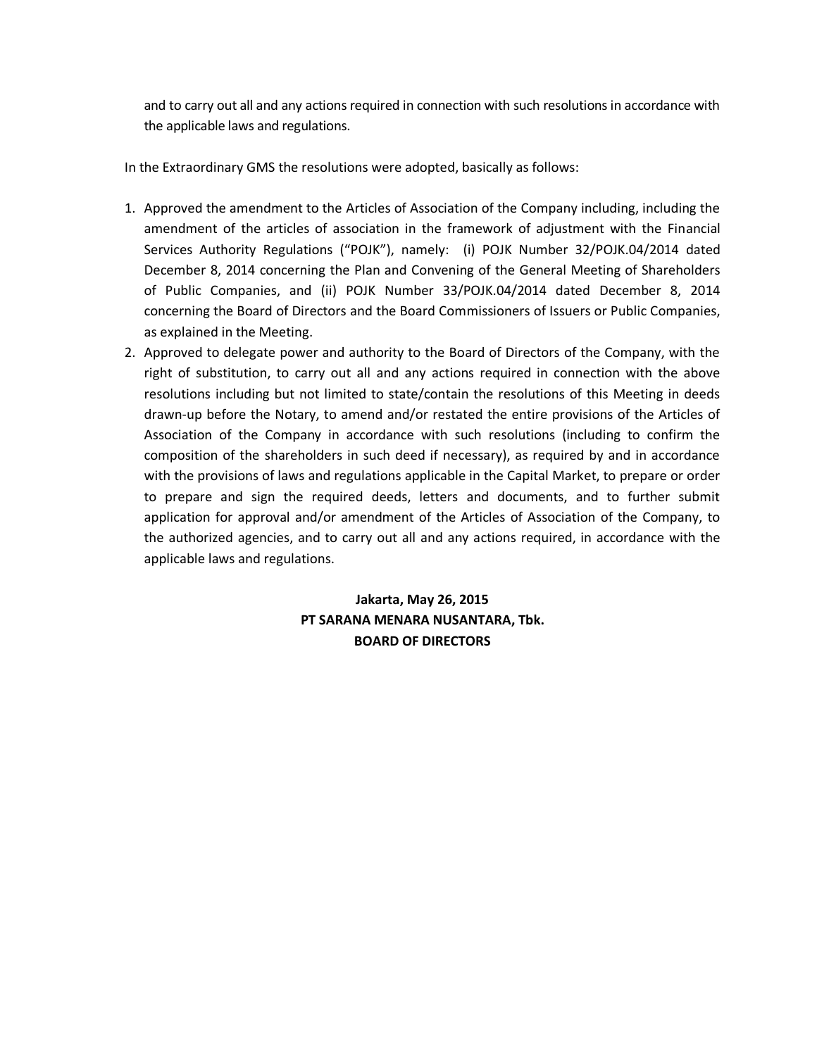and to carry out all and any actions required in connection with such resolutions in accordance with the applicable laws and regulations.

In the Extraordinary GMS the resolutions were adopted, basically as follows:

1. Approved the amendment to the Articles of Association of the Company including, including the amendment of the articles of association in the framework of adjustment with the Financial Services Authority Regulations ("POJK"), namely: (i) POJK Number 32/POJK.04/2014 dated December 8, 2014 concerning the Plan and Convening of the General Meeting of Shareholders of Public Companies, and (ii) POJK Number 33/POJK.04/2014 dated December 8, 2014 concerning the Board of Directors and the Board Commissioners of Issuers or Public Companies, as explained in the Meeting.
2. Approved to delegate power and authority to the Board of Directors of the Company, with the right of substitution, to carry out all and any actions required in connection with the above resolutions including but not limited to state/contain the resolutions of this Meeting in deeds drawn-up before the Notary, to amend and/or restated the entire provisions of the Articles of Association of the Company in accordance with such resolutions (including to confirm the composition of the shareholders in such deed if necessary), as required by and in accordance with the provisions of laws and regulations applicable in the Capital Market, to prepare or order to prepare and sign the required deeds, letters and documents, and to further submit application for approval and/or amendment of the Articles of Association of the Company, to the authorized agencies, and to carry out all and any actions required, in accordance with the applicable laws and regulations.

**Jakarta, May 26, 2015**
**PT SARANA MENARA NUSANTARA, Tbk.**
**BOARD OF DIRECTORS**